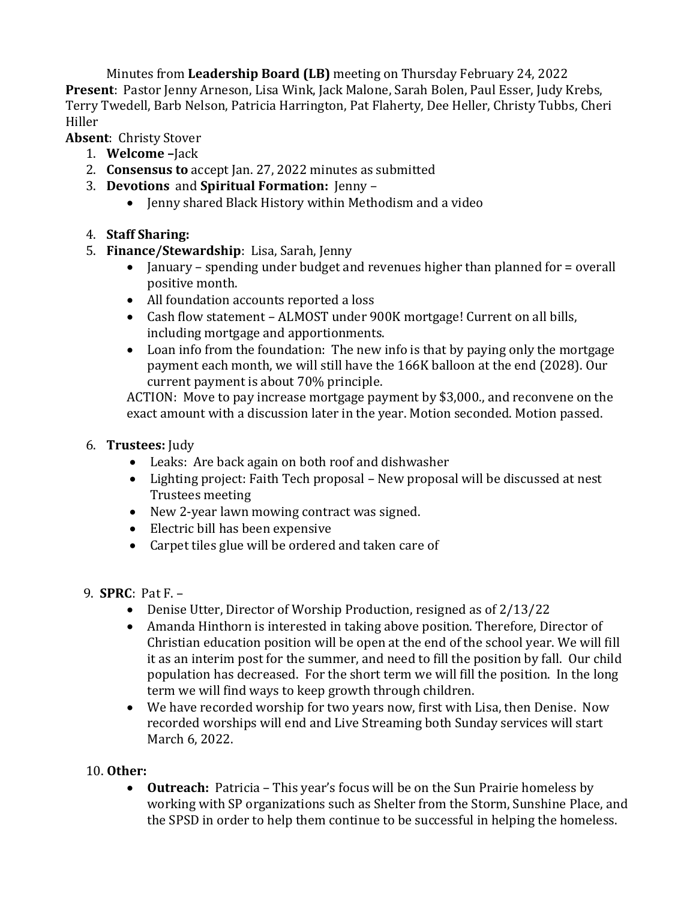Minutes from **Leadership Board (LB)** meeting on Thursday February 24, 2022

**Present**: Pastor Jenny Arneson, Lisa Wink, Jack Malone, Sarah Bolen, Paul Esser, Judy Krebs, Terry Twedell, Barb Nelson, Patricia Harrington, Pat Flaherty, Dee Heller, Christy Tubbs, Cheri Hiller

**Absent**: Christy Stover

1. **Welcome –**Jack
2. **Consensus to** accept Jan. 27, 2022 minutes as submitted
3. **Devotions** and **Spiritual Formation:** Jenny –
   - Jenny shared Black History within Methodism and a video
4. **Staff Sharing:**
5. **Finance/Stewardship**: Lisa, Sarah, Jenny
   - January – spending under budget and revenues higher than planned for = overall positive month.
   - All foundation accounts reported a loss
   - Cash flow statement – ALMOST under 900K mortgage! Current on all bills, including mortgage and apportionments.
   - Loan info from the foundation: The new info is that by paying only the mortgage payment each month, we will still have the 166K balloon at the end (2028). Our current payment is about 70% principle.

   ACTION: Move to pay increase mortgage payment by $3,000., and reconvene on the exact amount with a discussion later in the year. Motion seconded. Motion passed.
6. **Trustees:** Judy
   - Leaks: Are back again on both roof and dishwasher
   - Lighting project: Faith Tech proposal – New proposal will be discussed at nest Trustees meeting
   - New 2-year lawn mowing contract was signed.
   - Electric bill has been expensive
   - Carpet tiles glue will be ordered and taken care of

9. **SPRC**: Pat F. –
   - Denise Utter, Director of Worship Production, resigned as of 2/13/22
   - Amanda Hinthorn is interested in taking above position. Therefore, Director of Christian education position will be open at the end of the school year. We will fill it as an interim post for the summer, and need to fill the position by fall. Our child population has decreased. For the short term we will fill the position. In the long term we will find ways to keep growth through children.
   - We have recorded worship for two years now, first with Lisa, then Denise. Now recorded worships will end and Live Streaming both Sunday services will start March 6, 2022.

10. **Other:**
    - **Outreach:** Patricia – This year's focus will be on the Sun Prairie homeless by working with SP organizations such as Shelter from the Storm, Sunshine Place, and the SPSD in order to help them continue to be successful in helping the homeless.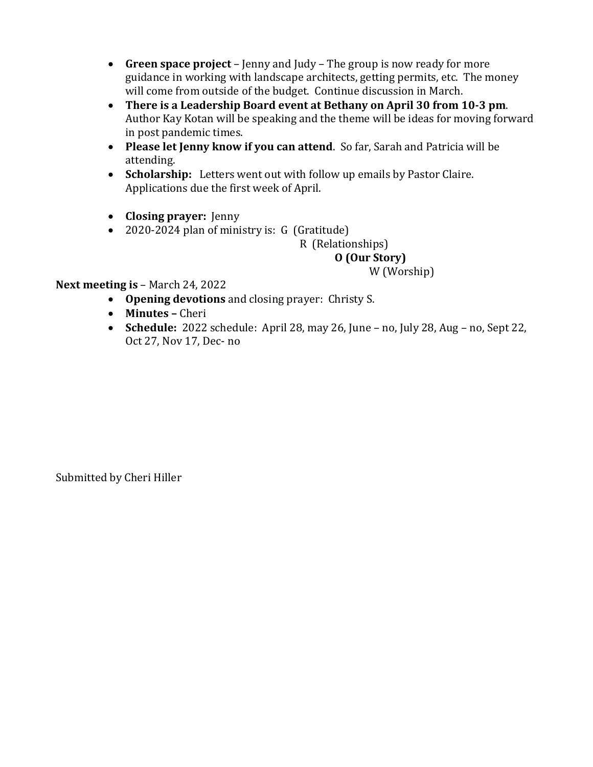- **Green space project** – Jenny and Judy – The group is now ready for more guidance in working with landscape architects, getting permits, etc. The money will come from outside of the budget. Continue discussion in March.
- **There is a Leadership Board event at Bethany on April 30 from 10-3 pm**. Author Kay Kotan will be speaking and the theme will be ideas for moving forward in post pandemic times.
- **Please let Jenny know if you can attend**. So far, Sarah and Patricia will be attending.
- **Scholarship:** Letters went out with follow up emails by Pastor Claire. Applications due the first week of April.

- **Closing prayer:** Jenny
- 2020-2024 plan of ministry is: G (Gratitude)
  R (Relationships)
  **O (Our Story)**
  W (Worship)

**Next meeting is** – March 24, 2022

- **Opening devotions** and closing prayer: Christy S.
- **Minutes –** Cheri
- **Schedule:** 2022 schedule: April 28, may 26, June – no, July 28, Aug – no, Sept 22, Oct 27, Nov 17, Dec- no

Submitted by Cheri Hiller